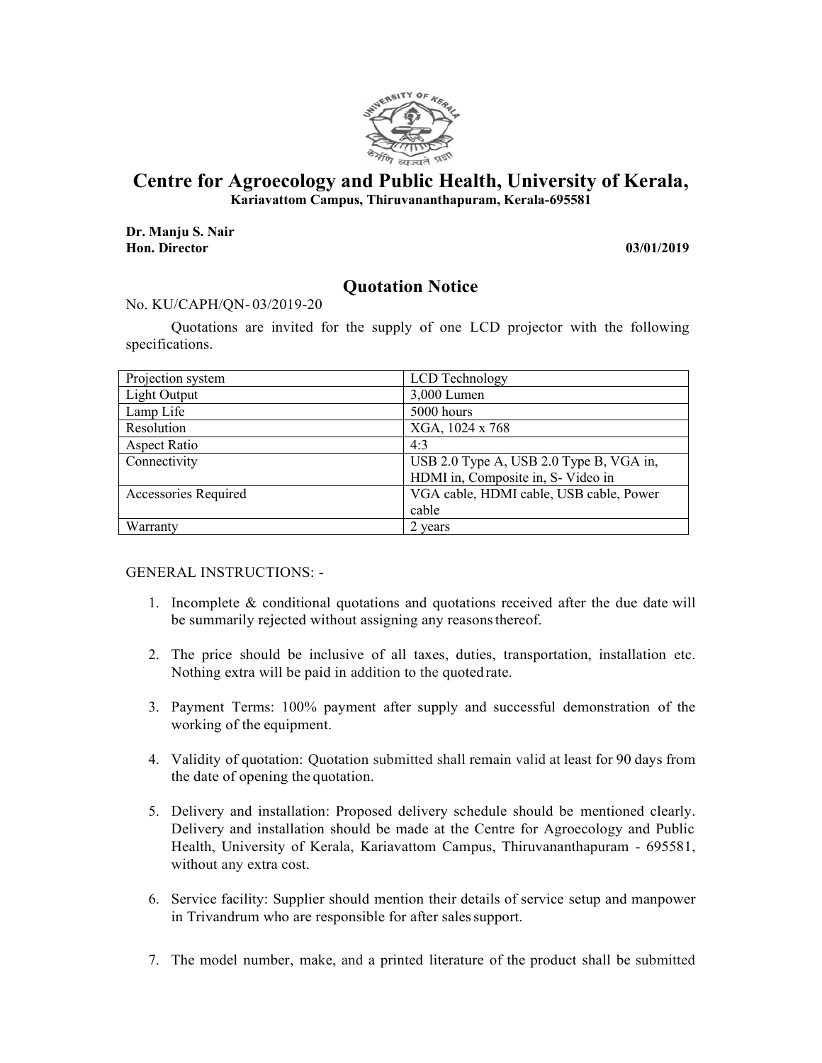# Centre for Agroecology and Public Health, University of Kerala,

**Kariavattom Campus, Thiruvananthapuram, Kerala-695581**

**Dr. Manju S. Nair**
**Hon. Director** **03/01/2019**

## Quotation Notice

No. KU/CAPH/QN- 03/2019-20

Quotations are invited for the supply of one LCD projector with the following specifications.

| Projection system | LCD Technology |
|---|---|
| Light Output | 3,000 Lumen |
| Lamp Life | 5000 hours |
| Resolution | XGA, 1024 x 768 |
| Aspect Ratio | 4:3 |
| Connectivity | USB 2.0 Type A, USB 2.0 Type B, VGA in, HDMI in, Composite in, S- Video in |
| Accessories Required | VGA cable, HDMI cable, USB cable, Power cable |
| Warranty | 2 years |

GENERAL INSTRUCTIONS: -

1. Incomplete & conditional quotations and quotations received after the due date will be summarily rejected without assigning any reasons thereof.

2. The price should be inclusive of all taxes, duties, transportation, installation etc. Nothing extra will be paid in addition to the quoted rate.

3. Payment Terms: 100% payment after supply and successful demonstration of the working of the equipment.

4. Validity of quotation: Quotation submitted shall remain valid at least for 90 days from the date of opening the quotation.

5. Delivery and installation: Proposed delivery schedule should be mentioned clearly. Delivery and installation should be made at the Centre for Agroecology and Public Health, University of Kerala, Kariavattom Campus, Thiruvananthapuram - 695581, without any extra cost.

6. Service facility: Supplier should mention their details of service setup and manpower in Trivandrum who are responsible for after sales support.

7. The model number, make, and a printed literature of the product shall be submitted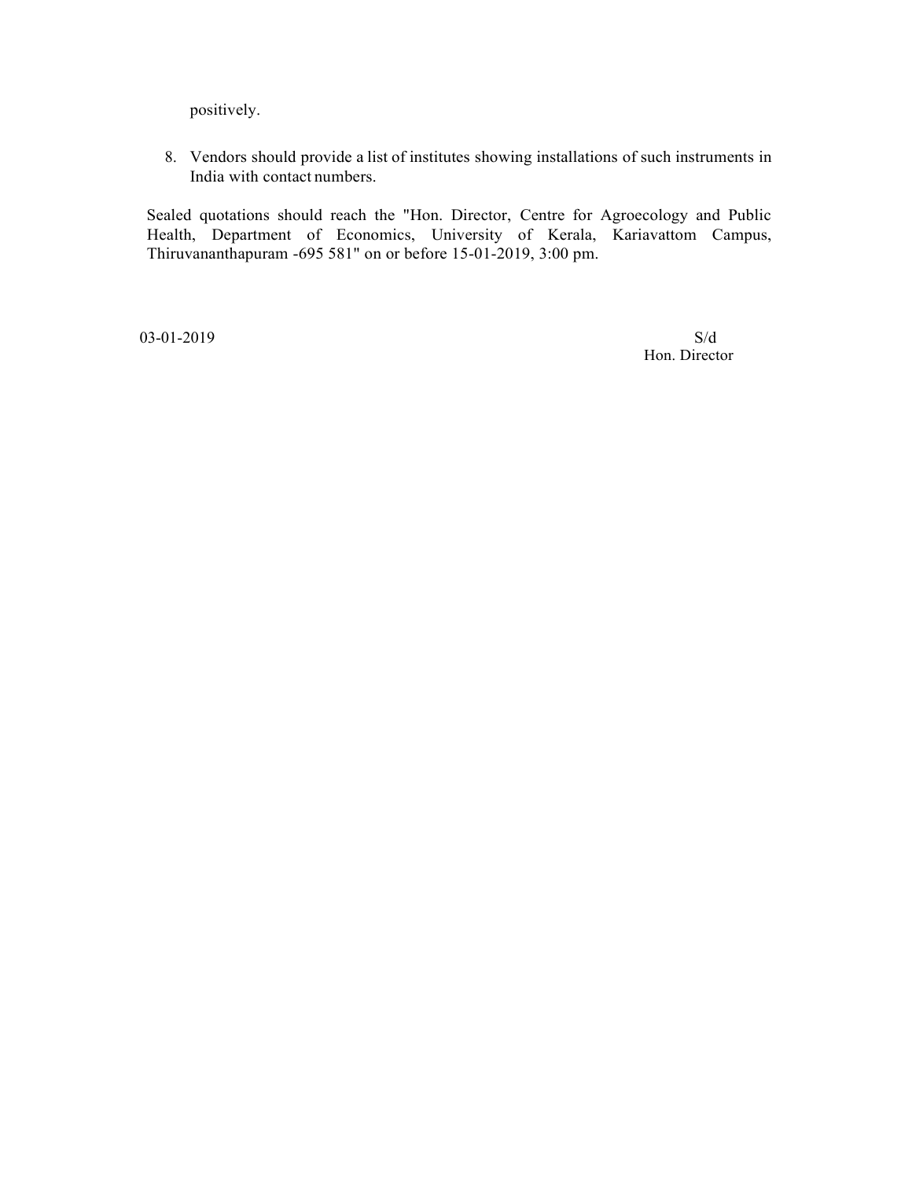positively.

8. Vendors should provide a list of institutes showing installations of such instruments in India with contact numbers.

Sealed quotations should reach the "Hon. Director, Centre for Agroecology and Public Health, Department of Economics, University of Kerala, Kariavattom Campus, Thiruvananthapuram -695 581" on or before 15-01-2019, 3:00 pm.

03-01-2019

S/d
Hon. Director